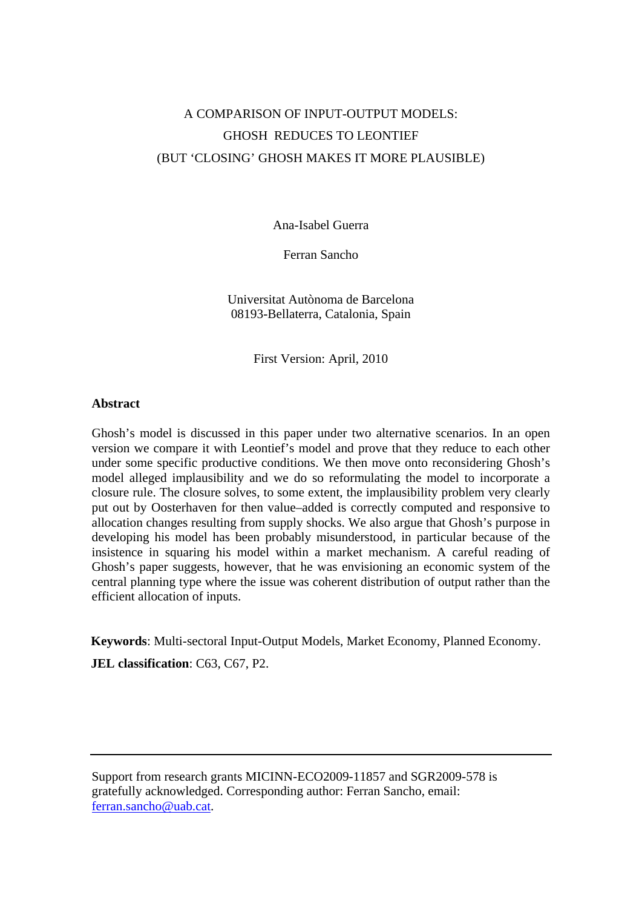# A COMPARISON OF INPUT-OUTPUT MODELS: GHOSH REDUCES TO LEONTIEF (BUT 'CLOSING' GHOSH MAKES IT MORE PLAUSIBLE)

Ana-Isabel Guerra

Ferran Sancho

Universitat Autònoma de Barcelona
08193-Bellaterra, Catalonia, Spain

First Version: April, 2010

### Abstract

Ghosh's model is discussed in this paper under two alternative scenarios. In an open version we compare it with Leontief's model and prove that they reduce to each other under some specific productive conditions. We then move onto reconsidering Ghosh's model alleged implausibility and we do so reformulating the model to incorporate a closure rule. The closure solves, to some extent, the implausibility problem very clearly put out by Oosterhaven for then value–added is correctly computed and responsive to allocation changes resulting from supply shocks. We also argue that Ghosh's purpose in developing his model has been probably misunderstood, in particular because of the insistence in squaring his model within a market mechanism. A careful reading of Ghosh's paper suggests, however, that he was envisioning an economic system of the central planning type where the issue was coherent distribution of output rather than the efficient allocation of inputs.

**Keywords**: Multi-sectoral Input-Output Models, Market Economy, Planned Economy.

**JEL classification**: C63, C67, P2.

---

Support from research grants MICINN-ECO2009-11857 and SGR2009-578 is gratefully acknowledged. Corresponding author: Ferran Sancho, email: ferran.sancho@uab.cat.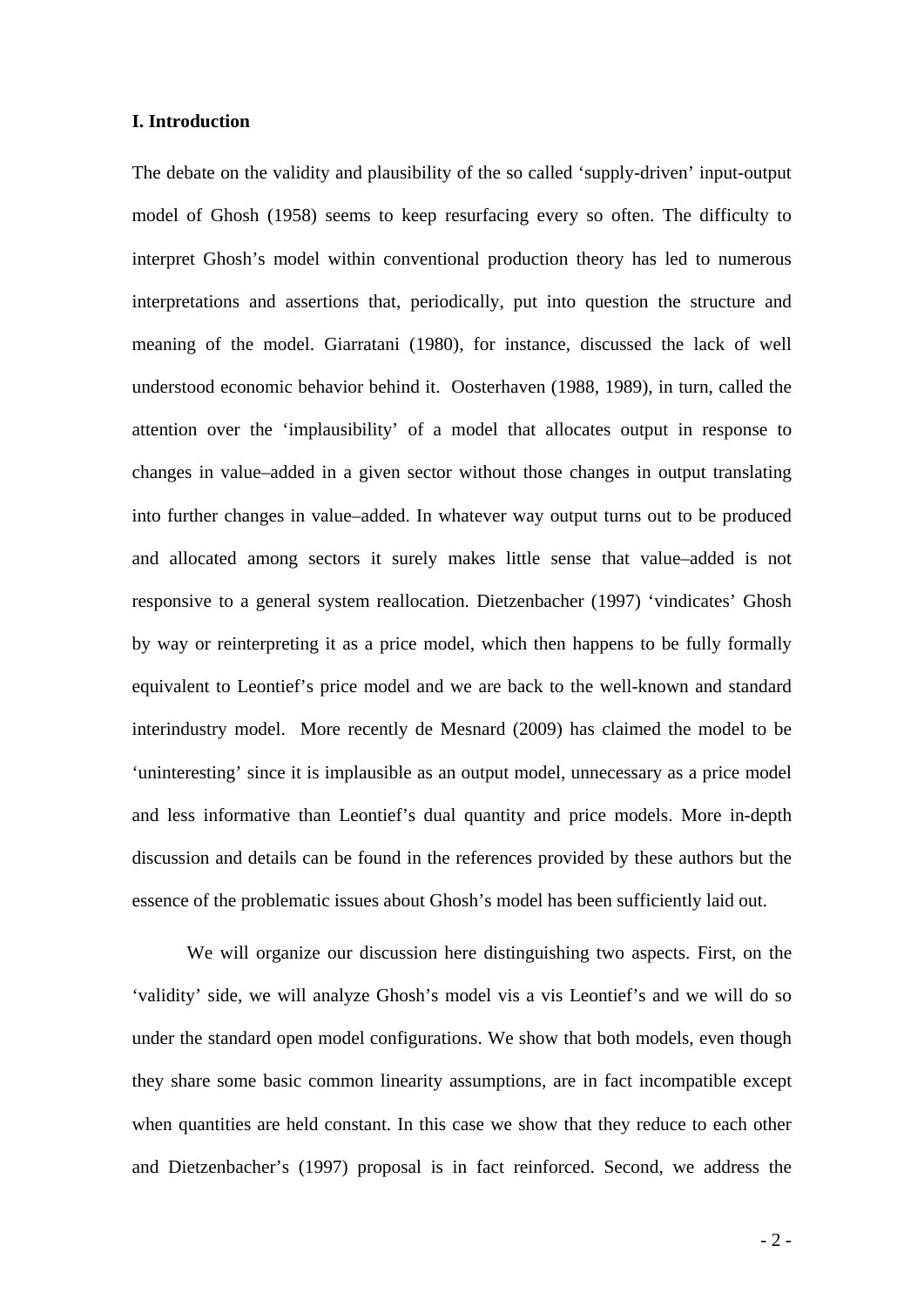## I. Introduction

The debate on the validity and plausibility of the so called 'supply-driven' input-output model of Ghosh (1958) seems to keep resurfacing every so often. The difficulty to interpret Ghosh's model within conventional production theory has led to numerous interpretations and assertions that, periodically, put into question the structure and meaning of the model. Giarratani (1980), for instance, discussed the lack of well understood economic behavior behind it. Oosterhaven (1988, 1989), in turn, called the attention over the 'implausibility' of a model that allocates output in response to changes in value–added in a given sector without those changes in output translating into further changes in value–added. In whatever way output turns out to be produced and allocated among sectors it surely makes little sense that value–added is not responsive to a general system reallocation. Dietzenbacher (1997) 'vindicates' Ghosh by way or reinterpreting it as a price model, which then happens to be fully formally equivalent to Leontief's price model and we are back to the well-known and standard interindustry model. More recently de Mesnard (2009) has claimed the model to be 'uninteresting' since it is implausible as an output model, unnecessary as a price model and less informative than Leontief's dual quantity and price models. More in-depth discussion and details can be found in the references provided by these authors but the essence of the problematic issues about Ghosh's model has been sufficiently laid out.

We will organize our discussion here distinguishing two aspects. First, on the 'validity' side, we will analyze Ghosh's model vis a vis Leontief's and we will do so under the standard open model configurations. We show that both models, even though they share some basic common linearity assumptions, are in fact incompatible except when quantities are held constant. In this case we show that they reduce to each other and Dietzenbacher's (1997) proposal is in fact reinforced. Second, we address the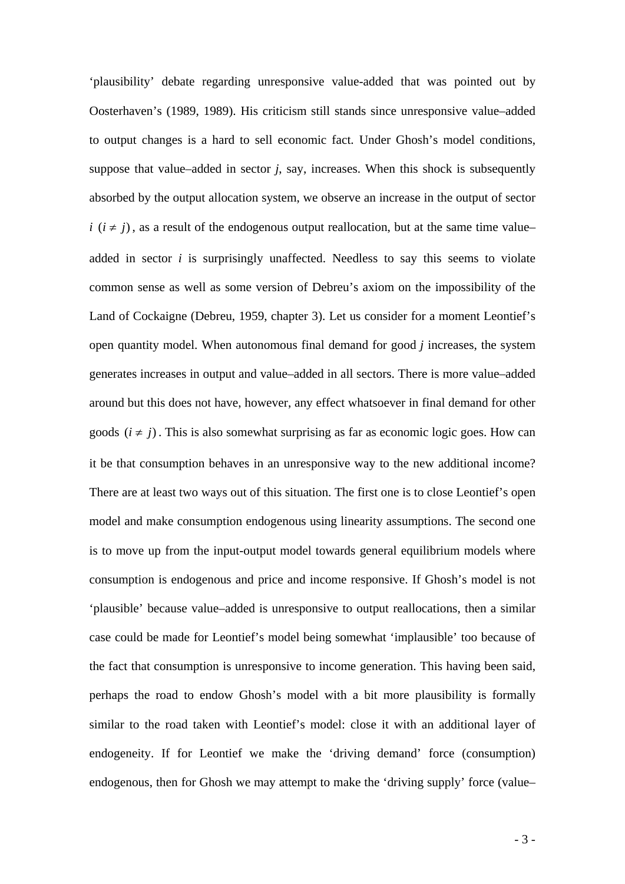‘plausibility’ debate regarding unresponsive value-added that was pointed out by Oosterhaven’s (1989, 1989). His criticism still stands since unresponsive value–added to output changes is a hard to sell economic fact. Under Ghosh’s model conditions, suppose that value–added in sector *j*, say, increases. When this shock is subsequently absorbed by the output allocation system, we observe an increase in the output of sector $i \ (i \neq j)$, as a result of the endogenous output reallocation, but at the same time value–added in sector *i* is surprisingly unaffected. Needless to say this seems to violate common sense as well as some version of Debreu’s axiom on the impossibility of the Land of Cockaigne (Debreu, 1959, chapter 3). Let us consider for a moment Leontief’s open quantity model. When autonomous final demand for good *j* increases, the system generates increases in output and value–added in all sectors. There is more value–added around but this does not have, however, any effect whatsoever in final demand for other goods $(i \neq j)$. This is also somewhat surprising as far as economic logic goes. How can it be that consumption behaves in an unresponsive way to the new additional income? There are at least two ways out of this situation. The first one is to close Leontief’s open model and make consumption endogenous using linearity assumptions. The second one is to move up from the input-output model towards general equilibrium models where consumption is endogenous and price and income responsive. If Ghosh’s model is not ‘plausible’ because value–added is unresponsive to output reallocations, then a similar case could be made for Leontief’s model being somewhat ‘implausible’ too because of the fact that consumption is unresponsive to income generation. This having been said, perhaps the road to endow Ghosh’s model with a bit more plausibility is formally similar to the road taken with Leontief’s model: close it with an additional layer of endogeneity. If for Leontief we make the ‘driving demand’ force (consumption) endogenous, then for Ghosh we may attempt to make the ‘driving supply’ force (value–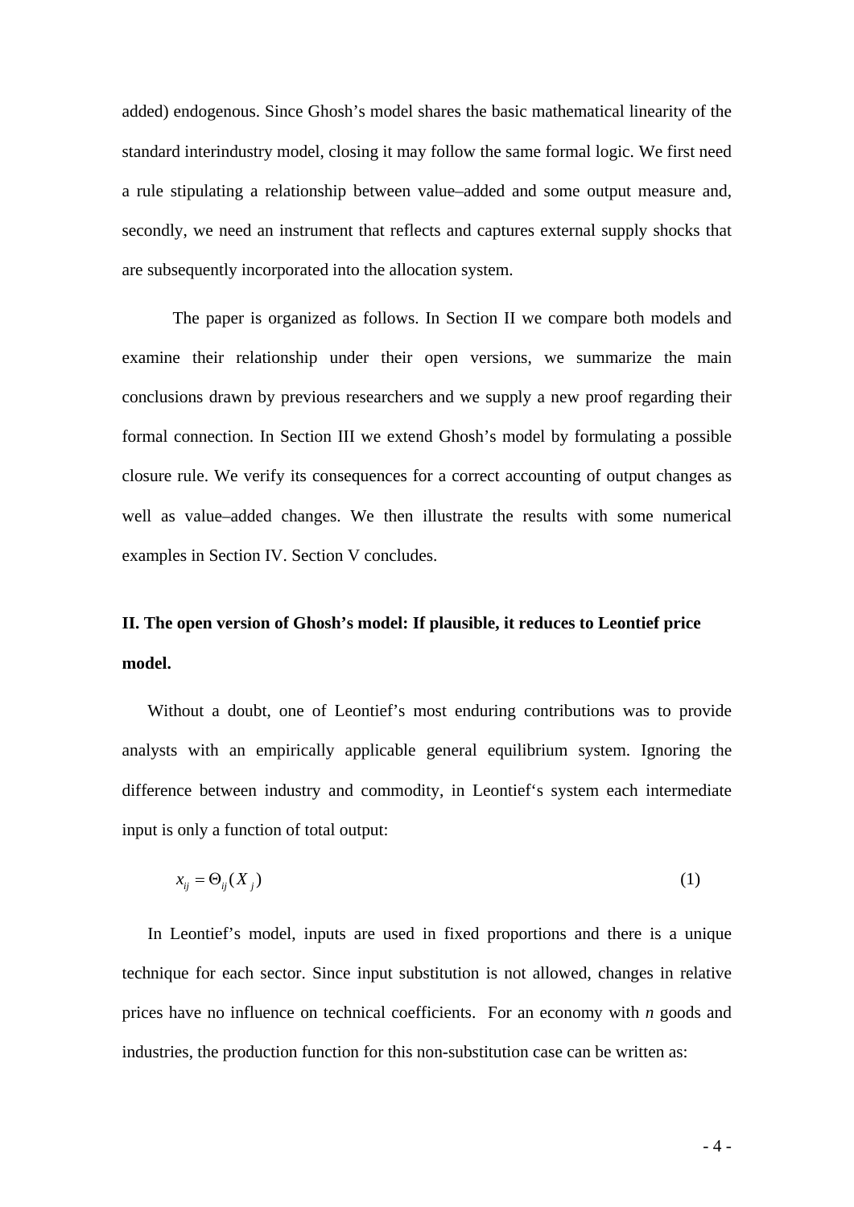added) endogenous. Since Ghosh's model shares the basic mathematical linearity of the standard interindustry model, closing it may follow the same formal logic. We first need a rule stipulating a relationship between value–added and some output measure and, secondly, we need an instrument that reflects and captures external supply shocks that are subsequently incorporated into the allocation system.

The paper is organized as follows. In Section II we compare both models and examine their relationship under their open versions, we summarize the main conclusions drawn by previous researchers and we supply a new proof regarding their formal connection. In Section III we extend Ghosh's model by formulating a possible closure rule. We verify its consequences for a correct accounting of output changes as well as value–added changes. We then illustrate the results with some numerical examples in Section IV. Section V concludes.

## II. The open version of Ghosh's model: If plausible, it reduces to Leontief price model.

Without a doubt, one of Leontief's most enduring contributions was to provide analysts with an empirically applicable general equilibrium system. Ignoring the difference between industry and commodity, in Leontief's system each intermediate input is only a function of total output:

$$x_{ij} = \Theta_{ij}(X_j) \tag{1}$$

In Leontief's model, inputs are used in fixed proportions and there is a unique technique for each sector. Since input substitution is not allowed, changes in relative prices have no influence on technical coefficients. For an economy with *n* goods and industries, the production function for this non-substitution case can be written as: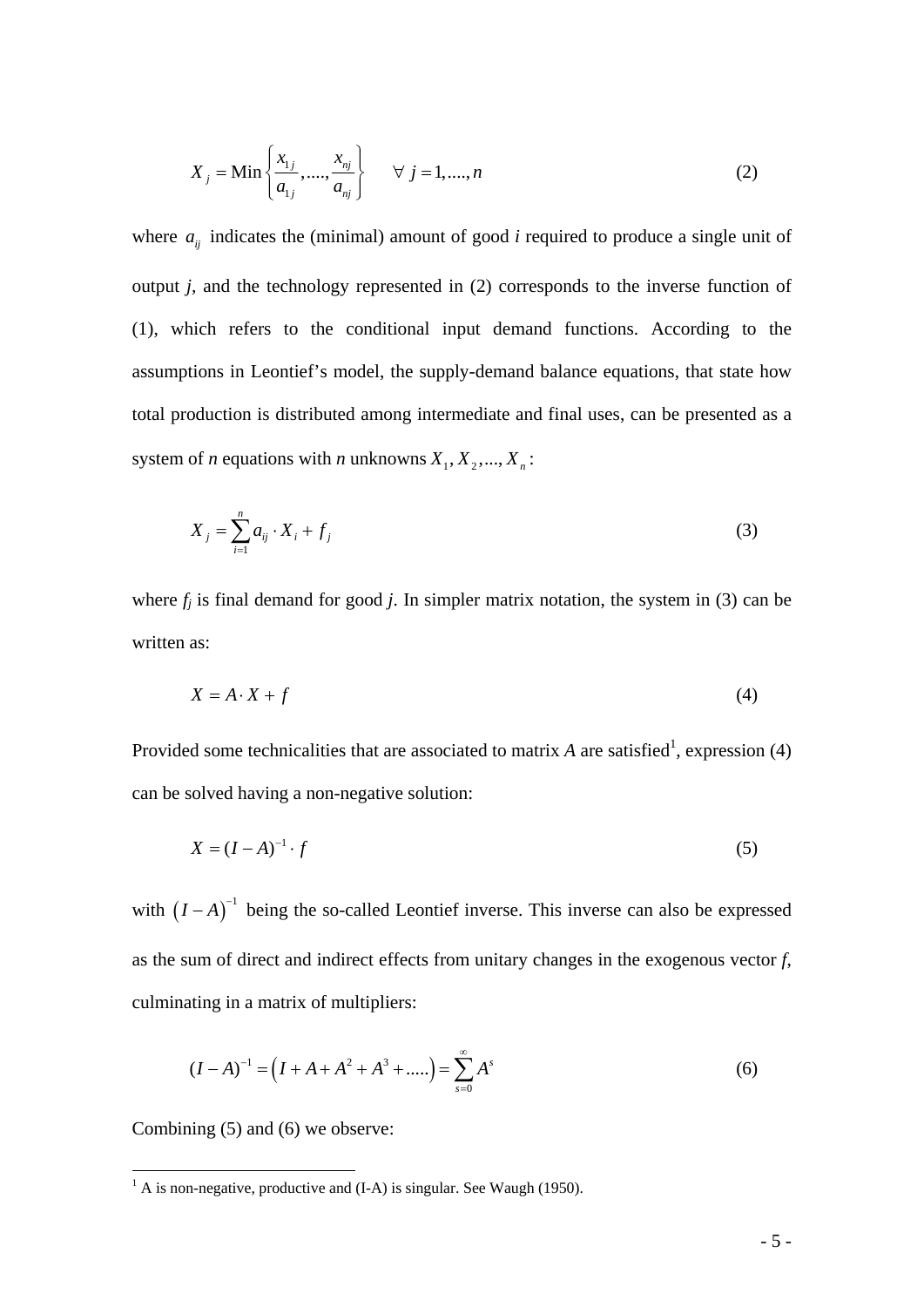$$X_j = \text{Min}\left\{\frac{x_{1j}}{a_{1j}},....,\frac{x_{nj}}{a_{nj}}\right\} \quad \forall\ j = 1,....,n \tag{2}$$

where $a_{ij}$ indicates the (minimal) amount of good *i* required to produce a single unit of output *j*, and the technology represented in (2) corresponds to the inverse function of (1), which refers to the conditional input demand functions. According to the assumptions in Leontief's model, the supply-demand balance equations, that state how total production is distributed among intermediate and final uses, can be presented as a system of *n* equations with *n* unknowns $X_1, X_2,..., X_n$:

$$X_j = \sum_{i=1}^{n} a_{ij} \cdot X_i + f_j \tag{3}$$

where $f_j$ is final demand for good *j*. In simpler matrix notation, the system in (3) can be written as:

$$X = A \cdot X + f \tag{4}$$

Provided some technicalities that are associated to matrix *A* are satisfied[1], expression (4) can be solved having a non-negative solution:

$$X = (I - A)^{-1} \cdot f \tag{5}$$

with $(I - A)^{-1}$ being the so-called Leontief inverse. This inverse can also be expressed as the sum of direct and indirect effects from unitary changes in the exogenous vector *f*, culminating in a matrix of multipliers:

$$(I - A)^{-1} = \left(I + A + A^2 + A^3 + .....\right) = \sum_{s=0}^{\infty} A^s \tag{6}$$

Combining (5) and (6) we observe:

---

[1] A is non-negative, productive and (I-A) is singular. See Waugh (1950).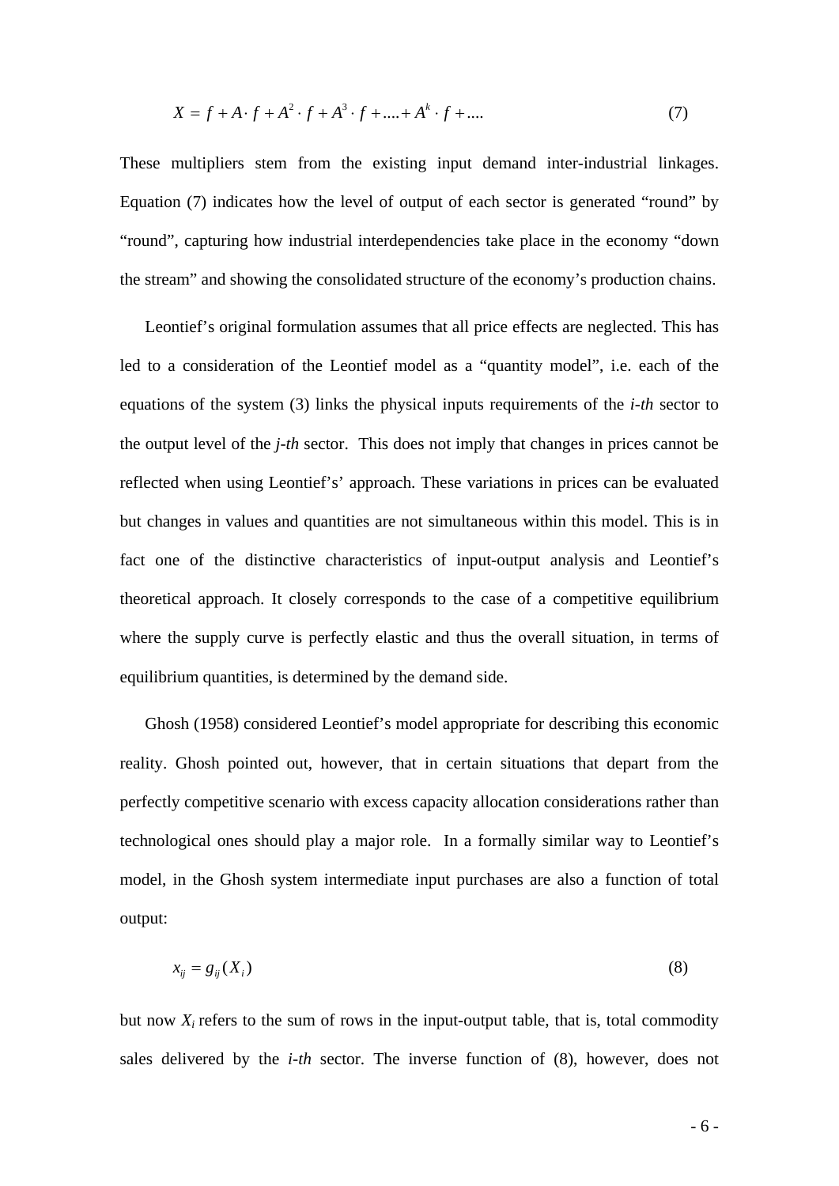$$X = f + A \cdot f + A^2 \cdot f + A^3 \cdot f + .... + A^k \cdot f + .... \qquad (7)$$

These multipliers stem from the existing input demand inter-industrial linkages. Equation (7) indicates how the level of output of each sector is generated "round" by "round", capturing how industrial interdependencies take place in the economy "down the stream" and showing the consolidated structure of the economy's production chains.

Leontief's original formulation assumes that all price effects are neglected. This has led to a consideration of the Leontief model as a "quantity model", i.e. each of the equations of the system (3) links the physical inputs requirements of the *i-th* sector to the output level of the *j-th* sector. This does not imply that changes in prices cannot be reflected when using Leontief's' approach. These variations in prices can be evaluated but changes in values and quantities are not simultaneous within this model. This is in fact one of the distinctive characteristics of input-output analysis and Leontief's theoretical approach. It closely corresponds to the case of a competitive equilibrium where the supply curve is perfectly elastic and thus the overall situation, in terms of equilibrium quantities, is determined by the demand side.

Ghosh (1958) considered Leontief's model appropriate for describing this economic reality. Ghosh pointed out, however, that in certain situations that depart from the perfectly competitive scenario with excess capacity allocation considerations rather than technological ones should play a major role. In a formally similar way to Leontief's model, in the Ghosh system intermediate input purchases are also a function of total output:

$$x_{ij} = g_{ij}(X_i) \qquad (8)$$

but now $X_i$ refers to the sum of rows in the input-output table, that is, total commodity sales delivered by the *i-th* sector. The inverse function of (8), however, does not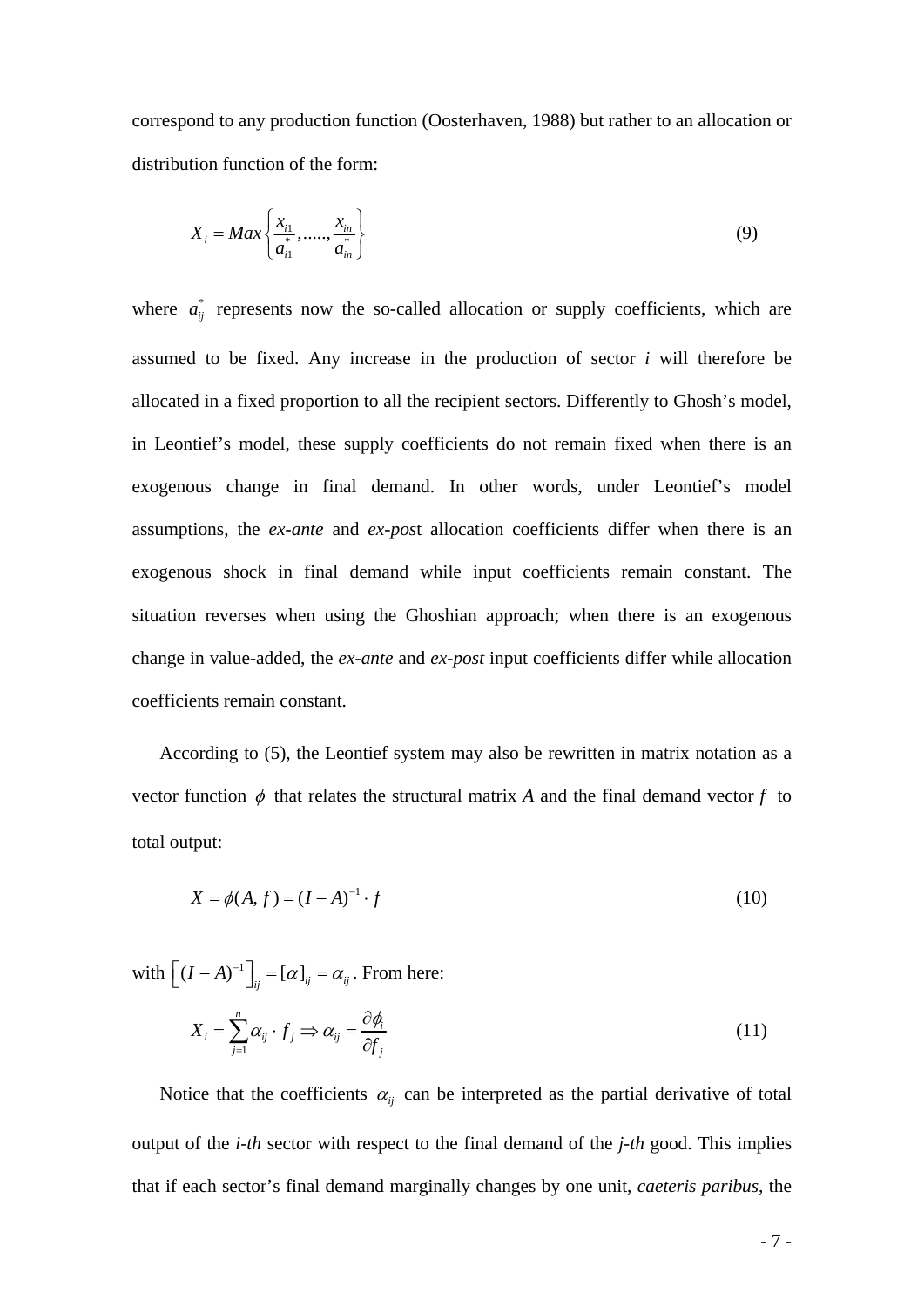correspond to any production function (Oosterhaven, 1988) but rather to an allocation or distribution function of the form:

$$X_i = Max\left\{\frac{x_{i1}}{a_{i1}^*}, ....., \frac{x_{in}}{a_{in}^*}\right\} \tag{9}$$

where $a_{ij}^*$ represents now the so-called allocation or supply coefficients, which are assumed to be fixed. Any increase in the production of sector $i$ will therefore be allocated in a fixed proportion to all the recipient sectors. Differently to Ghosh's model, in Leontief's model, these supply coefficients do not remain fixed when there is an exogenous change in final demand. In other words, under Leontief's model assumptions, the *ex-ante* and *ex-pos*t allocation coefficients differ when there is an exogenous shock in final demand while input coefficients remain constant. The situation reverses when using the Ghoshian approach; when there is an exogenous change in value-added, the *ex-ante* and *ex-post* input coefficients differ while allocation coefficients remain constant.

According to (5), the Leontief system may also be rewritten in matrix notation as a vector function $\phi$ that relates the structural matrix *A* and the final demand vector $f$ to total output:

$$X = \phi(A, f) = (I - A)^{-1} \cdot f \tag{10}$$

with $\left[(I-A)^{-1}\right]_{ij} = [\alpha]_{ij} = \alpha_{ij}$. From here:

$$X_i = \sum_{j=1}^{n} \alpha_{ij} \cdot f_j \Rightarrow \alpha_{ij} = \frac{\partial \phi_i}{\partial f_j} \tag{11}$$

Notice that the coefficients $\alpha_{ij}$ can be interpreted as the partial derivative of total output of the *i-th* sector with respect to the final demand of the *j-th* good. This implies that if each sector's final demand marginally changes by one unit, *caeteris paribus*, the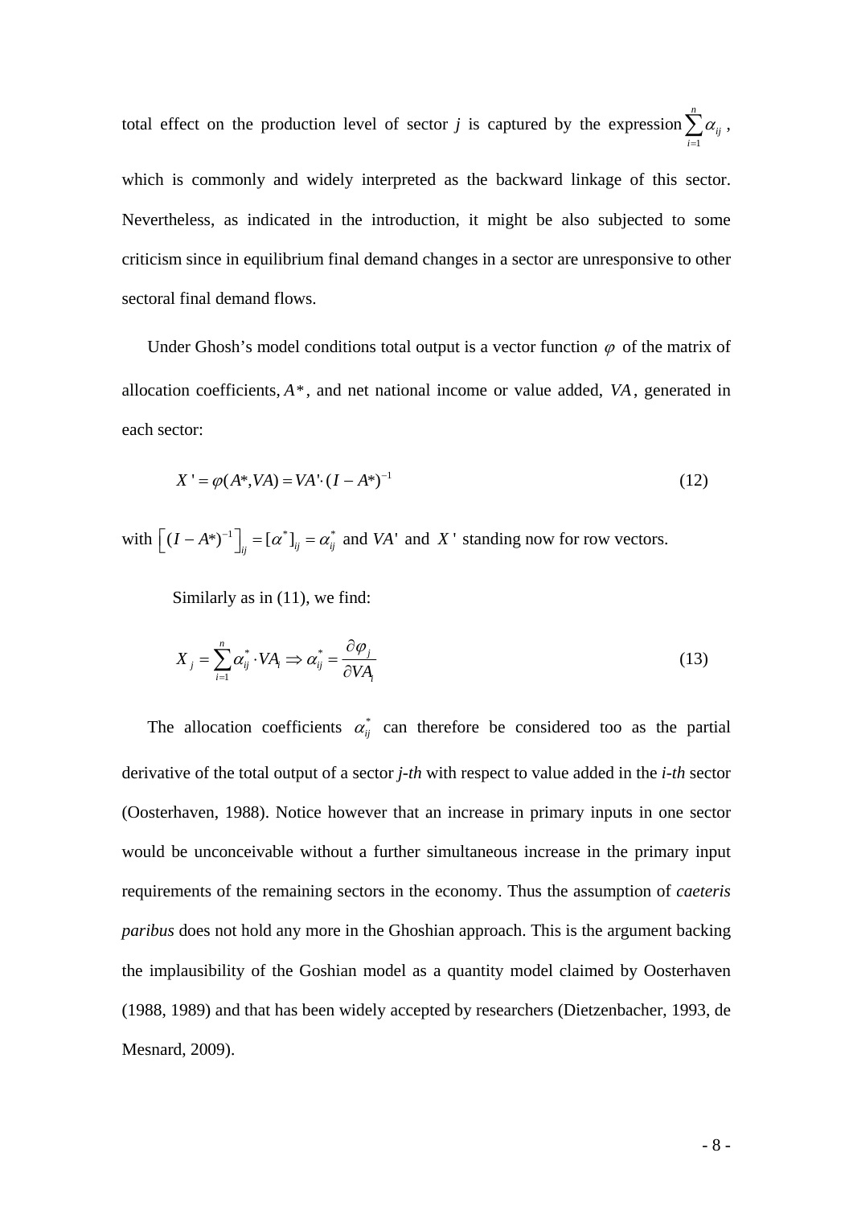total effect on the production level of sector *j* is captured by the expression $\sum_{i=1}^{n} \alpha_{ij}$, which is commonly and widely interpreted as the backward linkage of this sector. Nevertheless, as indicated in the introduction, it might be also subjected to some criticism since in equilibrium final demand changes in a sector are unresponsive to other sectoral final demand flows.

Under Ghosh's model conditions total output is a vector function $\varphi$ of the matrix of allocation coefficients, $A*$, and net national income or value added, $VA$, generated in each sector:

$$X' = \varphi(A*, VA) = VA' \cdot (I - A*)^{-1} \tag{12}$$

with $\left[(I - A*)^{-1}\right]_{ij} = [\alpha^*]_{ij} = \alpha^*_{ij}$ and $VA'$ and $X'$ standing now for row vectors.

Similarly as in (11), we find:

$$X_j = \sum_{i=1}^{n} \alpha^*_{ij} \cdot VA_i \Rightarrow \alpha^*_{ij} = \frac{\partial \varphi_j}{\partial VA_i} \tag{13}$$

The allocation coefficients $\alpha^*_{ij}$ can therefore be considered too as the partial derivative of the total output of a sector *j-th* with respect to value added in the *i-th* sector (Oosterhaven, 1988). Notice however that an increase in primary inputs in one sector would be unconceivable without a further simultaneous increase in the primary input requirements of the remaining sectors in the economy. Thus the assumption of *caeteris paribus* does not hold any more in the Ghoshian approach. This is the argument backing the implausibility of the Goshian model as a quantity model claimed by Oosterhaven (1988, 1989) and that has been widely accepted by researchers (Dietzenbacher, 1993, de Mesnard, 2009).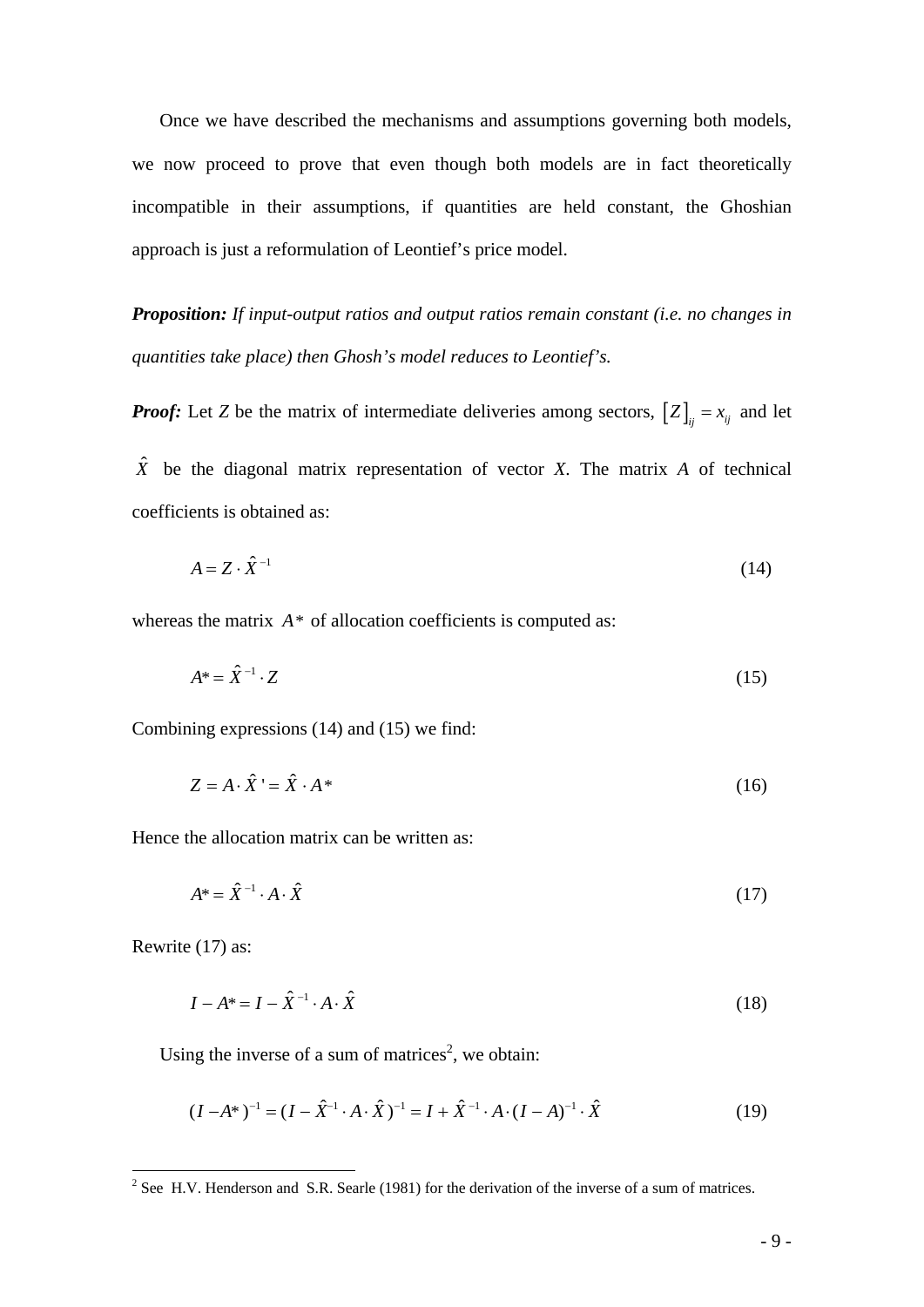Once we have described the mechanisms and assumptions governing both models, we now proceed to prove that even though both models are in fact theoretically incompatible in their assumptions, if quantities are held constant, the Ghoshian approach is just a reformulation of Leontief's price model.

***Proposition:*** *If input-output ratios and output ratios remain constant (i.e. no changes in quantities take place) then Ghosh's model reduces to Leontief's.*

***Proof:*** Let *Z* be the matrix of intermediate deliveries among sectors, $\left[Z\right]_{ij} = x_{ij}$ and let $\hat{X}$ be the diagonal matrix representation of vector *X*. The matrix *A* of technical coefficients is obtained as:

$$A = Z \cdot \hat{X}^{-1} \tag{14}$$

whereas the matrix $A*$ of allocation coefficients is computed as:

$$A* = \hat{X}^{-1} \cdot Z \tag{15}$$

Combining expressions (14) and (15) we find:

$$Z = A \cdot \hat{X}' = \hat{X} \cdot A* \tag{16}$$

Hence the allocation matrix can be written as:

$$A* = \hat{X}^{-1} \cdot A \cdot \hat{X} \tag{17}$$

Rewrite (17) as:

$$I - A* = I - \hat{X}^{-1} \cdot A \cdot \hat{X} \tag{18}$$

Using the inverse of a sum of matrices[2], we obtain:

$$(I - A*)^{-1} = (I - \hat{X}^{-1} \cdot A \cdot \hat{X})^{-1} = I + \hat{X}^{-1} \cdot A \cdot (I - A)^{-1} \cdot \hat{X} \tag{19}$$

[2] See H.V. Henderson and S.R. Searle (1981) for the derivation of the inverse of a sum of matrices.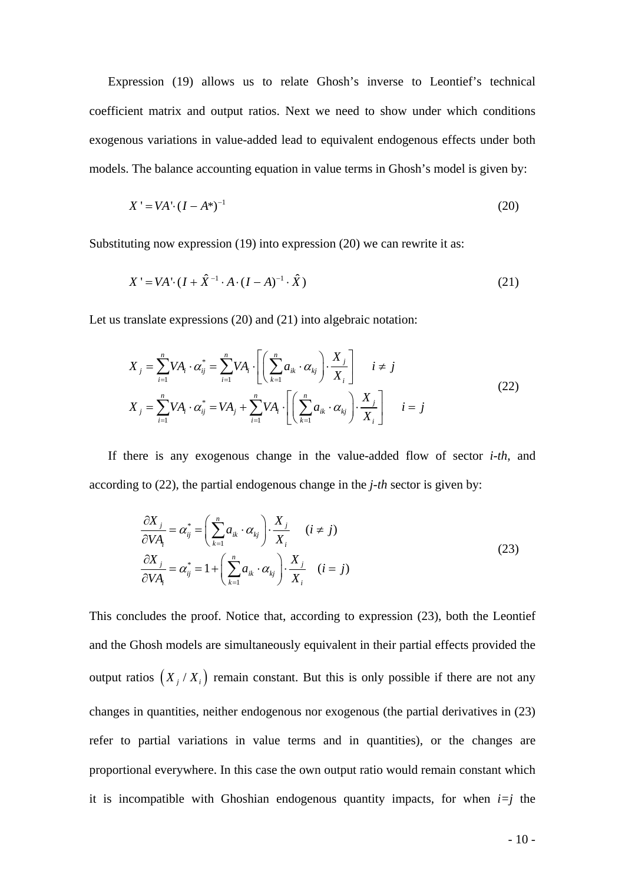Expression (19) allows us to relate Ghosh's inverse to Leontief's technical coefficient matrix and output ratios. Next we need to show under which conditions exogenous variations in value-added lead to equivalent endogenous effects under both models. The balance accounting equation in value terms in Ghosh's model is given by:

$$X' = VA' \cdot (I - A^*)^{-1} \tag{20}$$

Substituting now expression (19) into expression (20) we can rewrite it as:

$$X' = VA' \cdot (I + \hat{X}^{-1} \cdot A \cdot (I - A)^{-1} \cdot \hat{X}) \tag{21}$$

Let us translate expressions (20) and (21) into algebraic notation:

$$\begin{aligned}
X_j &= \sum_{i=1}^{n} VA_i \cdot \alpha_{ij}^{*} = \sum_{i=1}^{n} VA_i \cdot \left[ \left( \sum_{k=1}^{n} a_{ik} \cdot \alpha_{kj} \right) \cdot \frac{X_j}{X_i} \right] \quad i \neq j \\
X_j &= \sum_{i=1}^{n} VA_i \cdot \alpha_{ij}^{*} = VA_j + \sum_{i=1}^{n} VA_i \cdot \left[ \left( \sum_{k=1}^{n} a_{ik} \cdot \alpha_{kj} \right) \cdot \frac{X_j}{X_i} \right] \quad i = j
\end{aligned} \tag{22}$$

If there is any exogenous change in the value-added flow of sector *i-th*, and according to (22), the partial endogenous change in the *j-th* sector is given by:

$$\begin{aligned}
\frac{\partial X_j}{\partial VA_i} &= \alpha_{ij}^{*} = \left( \sum_{k=1}^{n} a_{ik} \cdot \alpha_{kj} \right) \cdot \frac{X_j}{X_i} \quad (i \neq j) \\
\frac{\partial X_j}{\partial VA_i} &= \alpha_{ij}^{*} = 1 + \left( \sum_{k=1}^{n} a_{ik} \cdot \alpha_{kj} \right) \cdot \frac{X_j}{X_i} \quad (i = j)
\end{aligned} \tag{23}$$

This concludes the proof. Notice that, according to expression (23), both the Leontief and the Ghosh models are simultaneously equivalent in their partial effects provided the output ratios $\left( X_j / X_i \right)$ remain constant. But this is only possible if there are not any changes in quantities, neither endogenous nor exogenous (the partial derivatives in (23) refer to partial variations in value terms and in quantities), or the changes are proportional everywhere. In this case the own output ratio would remain constant which it is incompatible with Ghoshian endogenous quantity impacts, for when *i=j* the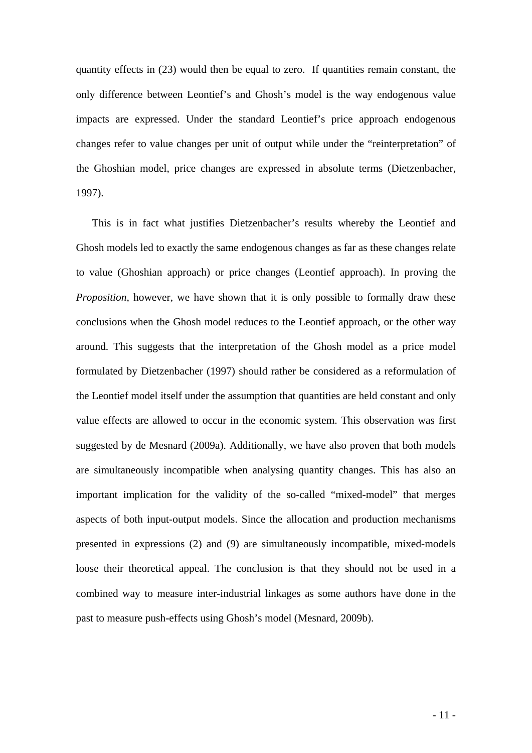quantity effects in (23) would then be equal to zero. If quantities remain constant, the only difference between Leontief's and Ghosh's model is the way endogenous value impacts are expressed. Under the standard Leontief's price approach endogenous changes refer to value changes per unit of output while under the "reinterpretation" of the Ghoshian model, price changes are expressed in absolute terms (Dietzenbacher, 1997).

This is in fact what justifies Dietzenbacher's results whereby the Leontief and Ghosh models led to exactly the same endogenous changes as far as these changes relate to value (Ghoshian approach) or price changes (Leontief approach). In proving the *Proposition*, however, we have shown that it is only possible to formally draw these conclusions when the Ghosh model reduces to the Leontief approach, or the other way around. This suggests that the interpretation of the Ghosh model as a price model formulated by Dietzenbacher (1997) should rather be considered as a reformulation of the Leontief model itself under the assumption that quantities are held constant and only value effects are allowed to occur in the economic system. This observation was first suggested by de Mesnard (2009a). Additionally, we have also proven that both models are simultaneously incompatible when analysing quantity changes. This has also an important implication for the validity of the so-called "mixed-model" that merges aspects of both input-output models. Since the allocation and production mechanisms presented in expressions (2) and (9) are simultaneously incompatible, mixed-models loose their theoretical appeal. The conclusion is that they should not be used in a combined way to measure inter-industrial linkages as some authors have done in the past to measure push-effects using Ghosh's model (Mesnard, 2009b).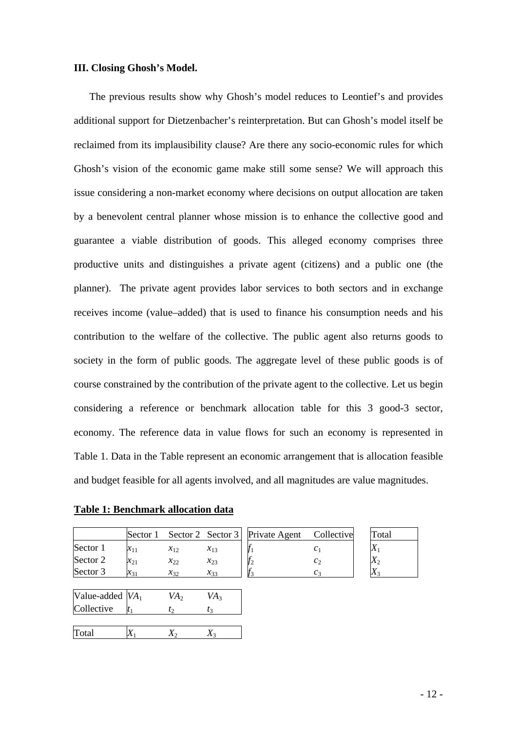### III. Closing Ghosh's Model.

The previous results show why Ghosh's model reduces to Leontief's and provides additional support for Dietzenbacher's reinterpretation. But can Ghosh's model itself be reclaimed from its implausibility clause? Are there any socio-economic rules for which Ghosh's vision of the economic game make still some sense? We will approach this issue considering a non-market economy where decisions on output allocation are taken by a benevolent central planner whose mission is to enhance the collective good and guarantee a viable distribution of goods. This alleged economy comprises three productive units and distinguishes a private agent (citizens) and a public one (the planner). The private agent provides labor services to both sectors and in exchange receives income (value–added) that is used to finance his consumption needs and his contribution to the welfare of the collective. The public agent also returns goods to society in the form of public goods. The aggregate level of these public goods is of course constrained by the contribution of the private agent to the collective. Let us begin considering a reference or benchmark allocation table for this 3 good-3 sector, economy. The reference data in value flows for such an economy is represented in Table 1. Data in the Table represent an economic arrangement that is allocation feasible and budget feasible for all agents involved, and all magnitudes are value magnitudes.

**Table 1: Benchmark allocation data**

| | Sector 1 | Sector 2 | Sector 3 | Private Agent | Collective | Total |
|---|---|---|---|---|---|---|
| Sector 1 | $x_{11}$ | $x_{12}$ | $x_{13}$ | $f_1$ | $c_1$ | $X_1$ |
| Sector 2 | $x_{21}$ | $x_{22}$ | $x_{23}$ | $f_2$ | $c_2$ | $X_2$ |
| Sector 3 | $x_{31}$ | $x_{32}$ | $x_{33}$ | $f_3$ | $c_3$ | $X_3$ |
| Value-added | $VA_1$ | $VA_2$ | $VA_3$ | | | |
| Collective | $t_1$ | $t_2$ | $t_3$ | | | |
| Total | $X_1$ | $X_2$ | $X_3$ | | | |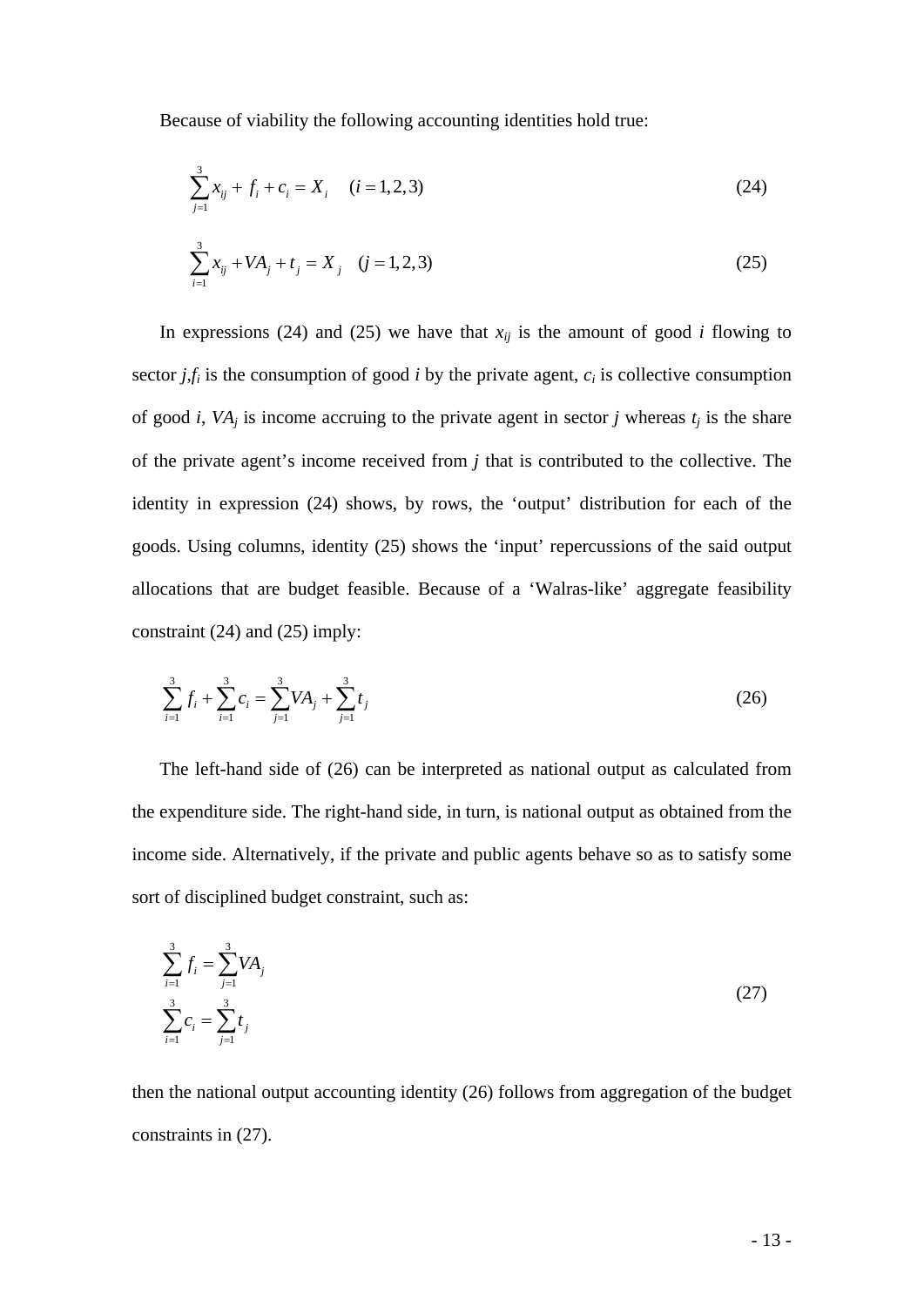Because of viability the following accounting identities hold true:

$$\sum_{j=1}^{3} x_{ij} + f_i + c_i = X_i \quad (i = 1, 2, 3) \tag{24}$$

$$\sum_{i=1}^{3} x_{ij} + VA_j + t_j = X_j \quad (j = 1, 2, 3) \tag{25}$$

In expressions (24) and (25) we have that $x_{ij}$ is the amount of good *i* flowing to sector *j*,$f_i$ is the consumption of good *i* by the private agent, $c_i$ is collective consumption of good *i*, $VA_j$ is income accruing to the private agent in sector *j* whereas $t_j$ is the share of the private agent's income received from *j* that is contributed to the collective. The identity in expression (24) shows, by rows, the 'output' distribution for each of the goods. Using columns, identity (25) shows the 'input' repercussions of the said output allocations that are budget feasible. Because of a 'Walras-like' aggregate feasibility constraint (24) and (25) imply:

$$\sum_{i=1}^{3} f_i + \sum_{i=1}^{3} c_i = \sum_{j=1}^{3} VA_j + \sum_{j=1}^{3} t_j \tag{26}$$

The left-hand side of (26) can be interpreted as national output as calculated from the expenditure side. The right-hand side, in turn, is national output as obtained from the income side. Alternatively, if the private and public agents behave so as to satisfy some sort of disciplined budget constraint, such as:

$$\begin{aligned} \sum_{i=1}^{3} f_i &= \sum_{j=1}^{3} VA_j \\ \sum_{i=1}^{3} c_i &= \sum_{j=1}^{3} t_j \end{aligned} \tag{27}$$

then the national output accounting identity (26) follows from aggregation of the budget constraints in (27).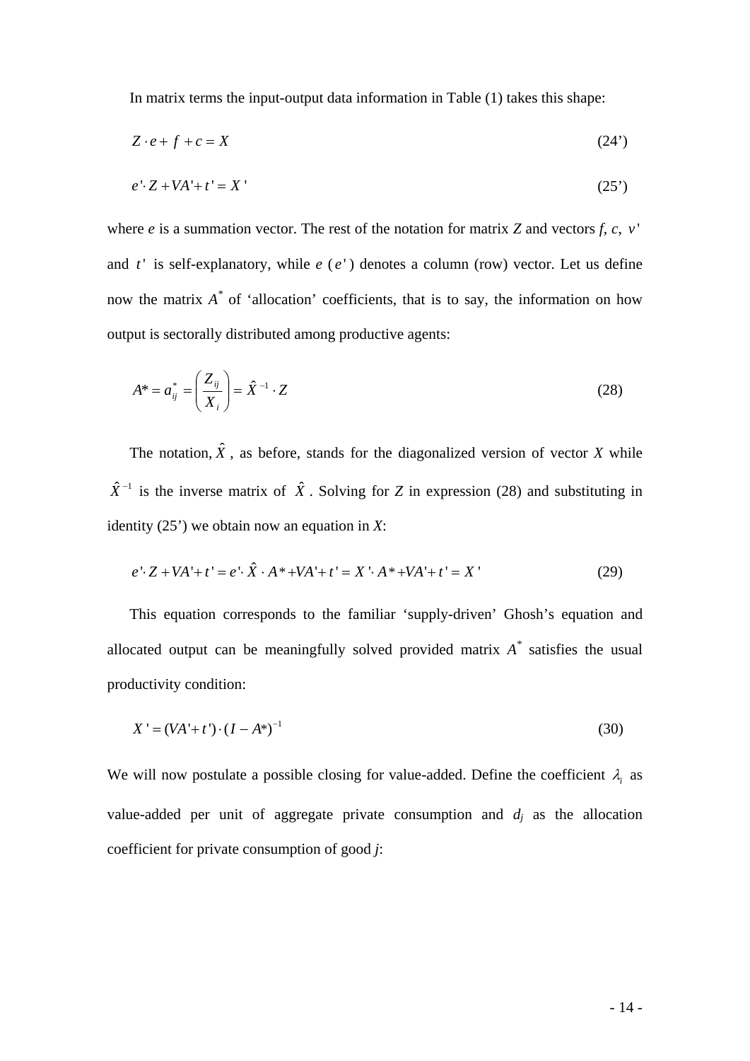In matrix terms the input-output data information in Table (1) takes this shape:

$$Z \cdot e + f + c = X \tag{24'}$$

$$e' \cdot Z + VA' + t' = X' \tag{25'}$$

where $e$ is a summation vector. The rest of the notation for matrix $Z$ and vectors $f$, $c$, $v'$ and $t'$ is self-explanatory, while $e$ ($e'$) denotes a column (row) vector. Let us define now the matrix $A^*$ of 'allocation' coefficients, that is to say, the information on how output is sectorally distributed among productive agents:

$$A^* = a_{ij}^* = \left( \frac{Z_{ij}}{X_i} \right) = \hat{X}^{-1} \cdot Z \tag{28}$$

The notation, $\hat{X}$, as before, stands for the diagonalized version of vector $X$ while $\hat{X}^{-1}$ is the inverse matrix of $\hat{X}$. Solving for $Z$ in expression (28) and substituting in identity (25') we obtain now an equation in $X$:

$$e' \cdot Z + VA' + t' = e' \cdot \hat{X} \cdot A^* + VA' + t' = X' \cdot A^* + VA' + t' = X' \tag{29}$$

This equation corresponds to the familiar 'supply-driven' Ghosh's equation and allocated output can be meaningfully solved provided matrix $A^*$ satisfies the usual productivity condition:

$$X' = (VA' + t') \cdot (I - A^*)^{-1} \tag{30}$$

We will now postulate a possible closing for value-added. Define the coefficient $\lambda_i$ as value-added per unit of aggregate private consumption and $d_j$ as the allocation coefficient for private consumption of good $j$: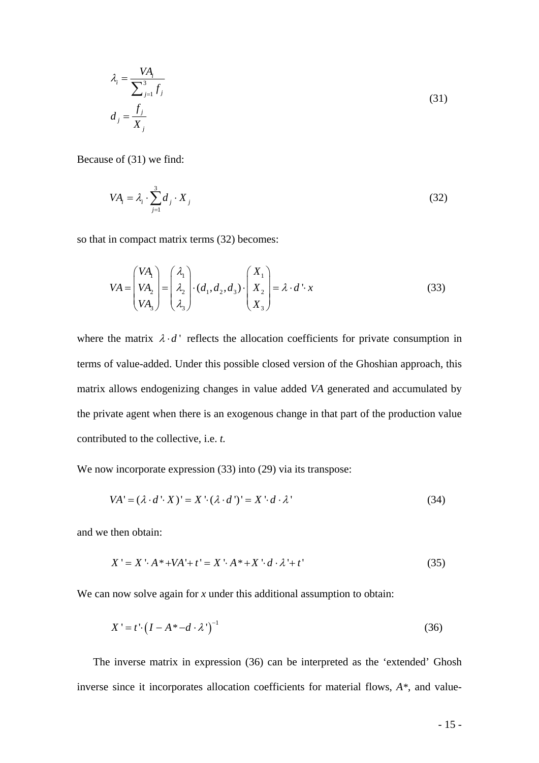$$\lambda_i = \frac{VA_i}{\sum_{j=1}^{3} f_j} \qquad d_j = \frac{f_j}{X_j} \tag{31}$$

Because of (31) we find:

$$VA_i = \lambda_i \cdot \sum_{j=1}^{3} d_j \cdot X_j \tag{32}$$

so that in compact matrix terms (32) becomes:

$$VA = \begin{pmatrix} VA_1 \\ VA_2 \\ VA_3 \end{pmatrix} = \begin{pmatrix} \lambda_1 \\ \lambda_2 \\ \lambda_3 \end{pmatrix} \cdot (d_1, d_2, d_3) \cdot \begin{pmatrix} X_1 \\ X_2 \\ X_3 \end{pmatrix} = \lambda \cdot d' \cdot x \tag{33}$$

where the matrix $\lambda \cdot d'$ reflects the allocation coefficients for private consumption in terms of value-added. Under this possible closed version of the Ghoshian approach, this matrix allows endogenizing changes in value added *VA* generated and accumulated by the private agent when there is an exogenous change in that part of the production value contributed to the collective, i.e. *t*.

We now incorporate expression (33) into (29) via its transpose:

$$VA' = (\lambda \cdot d' \cdot X)' = X' \cdot (\lambda \cdot d')' = X' \cdot d \cdot \lambda' \tag{34}$$

and we then obtain:

$$X' = X' \cdot A^* + VA' + t' = X' \cdot A^* + X' \cdot d \cdot \lambda' + t' \tag{35}$$

We can now solve again for *x* under this additional assumption to obtain:

$$X' = t' \cdot \left(I - A^* - d \cdot \lambda'\right)^{-1} \tag{36}$$

The inverse matrix in expression (36) can be interpreted as the 'extended' Ghosh inverse since it incorporates allocation coefficients for material flows, $A^*$, and value-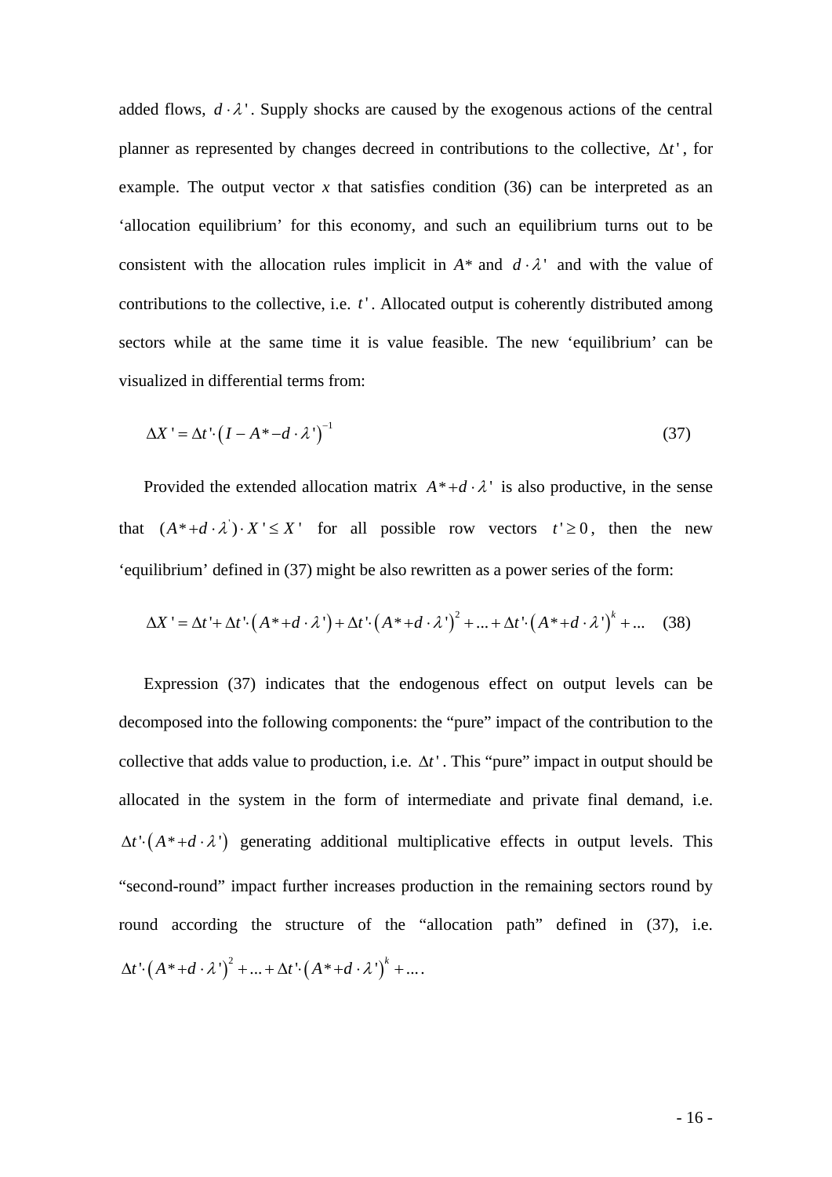added flows, $d \cdot \lambda'$. Supply shocks are caused by the exogenous actions of the central planner as represented by changes decreed in contributions to the collective, $\Delta t'$, for example. The output vector $x$ that satisfies condition (36) can be interpreted as an 'allocation equilibrium' for this economy, and such an equilibrium turns out to be consistent with the allocation rules implicit in $A*$ and $d \cdot \lambda'$ and with the value of contributions to the collective, i.e. $t'$. Allocated output is coherently distributed among sectors while at the same time it is value feasible. The new 'equilibrium' can be visualized in differential terms from:

$$\Delta X' = \Delta t' \cdot \left( I - A * - d \cdot \lambda' \right)^{-1} \tag{37}$$

Provided the extended allocation matrix $A* + d \cdot \lambda'$ is also productive, in the sense that $(A* + d \cdot \lambda') \cdot X' \leq X'$ for all possible row vectors $t' \geq 0$, then the new 'equilibrium' defined in (37) might be also rewritten as a power series of the form:

$$\Delta X' = \Delta t' + \Delta t' \cdot \left( A* + d \cdot \lambda' \right) + \Delta t' \cdot \left( A* + d \cdot \lambda' \right)^2 + \ldots + \Delta t' \cdot \left( A* + d \cdot \lambda' \right)^k + \ldots \tag{38}$$

Expression (37) indicates that the endogenous effect on output levels can be decomposed into the following components: the "pure" impact of the contribution to the collective that adds value to production, i.e. $\Delta t'$. This "pure" impact in output should be allocated in the system in the form of intermediate and private final demand, i.e. $\Delta t' \cdot \left( A* + d \cdot \lambda' \right)$ generating additional multiplicative effects in output levels. This "second-round" impact further increases production in the remaining sectors round by round according the structure of the "allocation path" defined in (37), i.e. $\Delta t' \cdot \left( A* + d \cdot \lambda' \right)^2 + \ldots + \Delta t' \cdot \left( A* + d \cdot \lambda' \right)^k + \ldots$.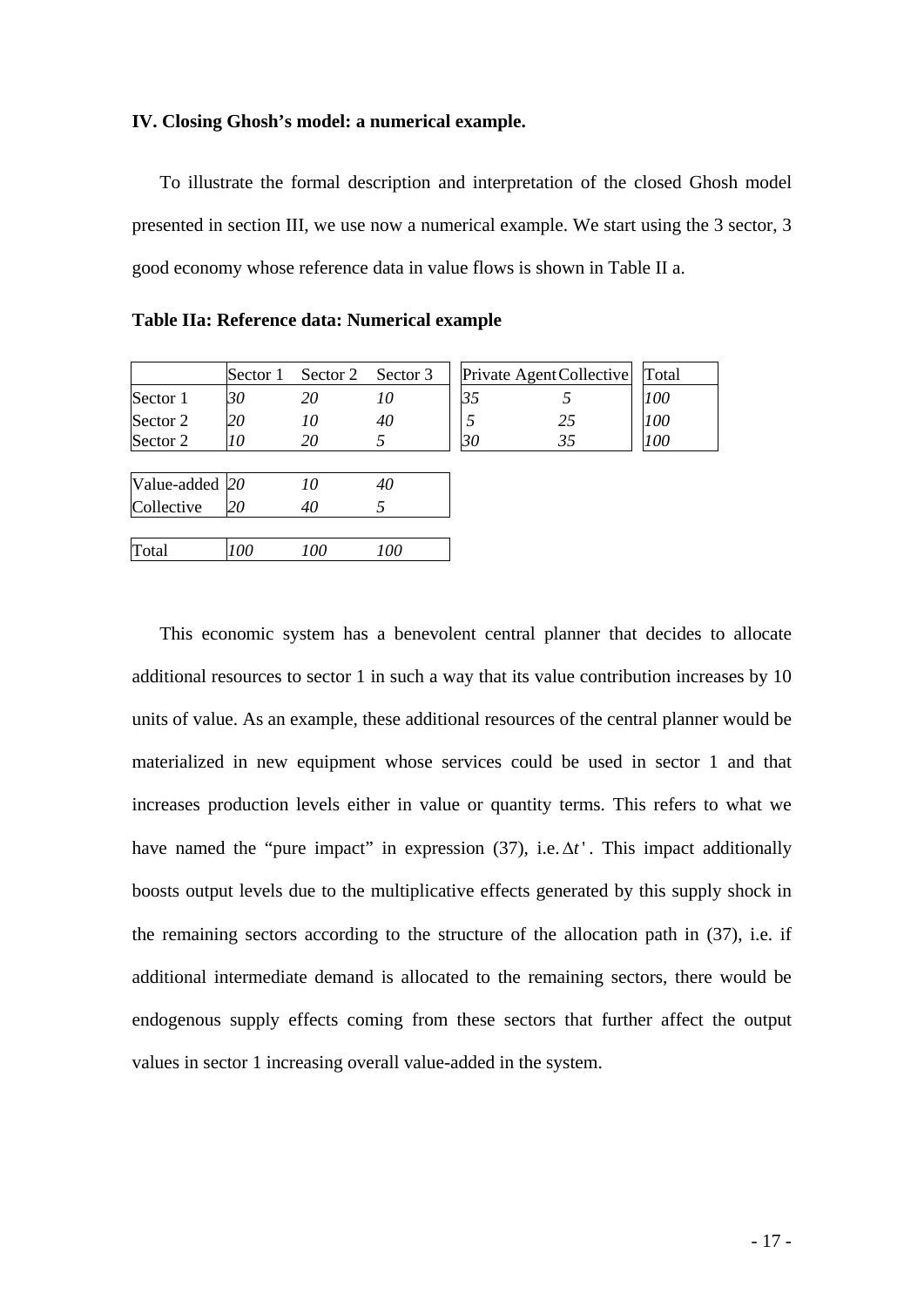## IV. Closing Ghosh's model: a numerical example.

To illustrate the formal description and interpretation of the closed Ghosh model presented in section III, we use now a numerical example. We start using the 3 sector, 3 good economy whose reference data in value flows is shown in Table II a.

**Table IIa: Reference data: Numerical example**

| | Sector 1 | Sector 2 | Sector 3 | Private Agent | Collective | Total |
|---|---|---|---|---|---|---|
| Sector 1 | *30* | *20* | *10* | *35* | *5* | *100* |
| Sector 2 | *20* | *10* | *40* | *5* | *25* | *100* |
| Sector 2 | *10* | *20* | *5* | *30* | *35* | *100* |
| Value-added | *20* | *10* | *40* | | | |
| Collective | *20* | *40* | *5* | | | |
| Total | *100* | *100* | *100* | | | |

This economic system has a benevolent central planner that decides to allocate additional resources to sector 1 in such a way that its value contribution increases by 10 units of value. As an example, these additional resources of the central planner would be materialized in new equipment whose services could be used in sector 1 and that increases production levels either in value or quantity terms. This refers to what we have named the "pure impact" in expression (37), i.e. $\Delta t'$. This impact additionally boosts output levels due to the multiplicative effects generated by this supply shock in the remaining sectors according to the structure of the allocation path in (37), i.e. if additional intermediate demand is allocated to the remaining sectors, there would be endogenous supply effects coming from these sectors that further affect the output values in sector 1 increasing overall value-added in the system.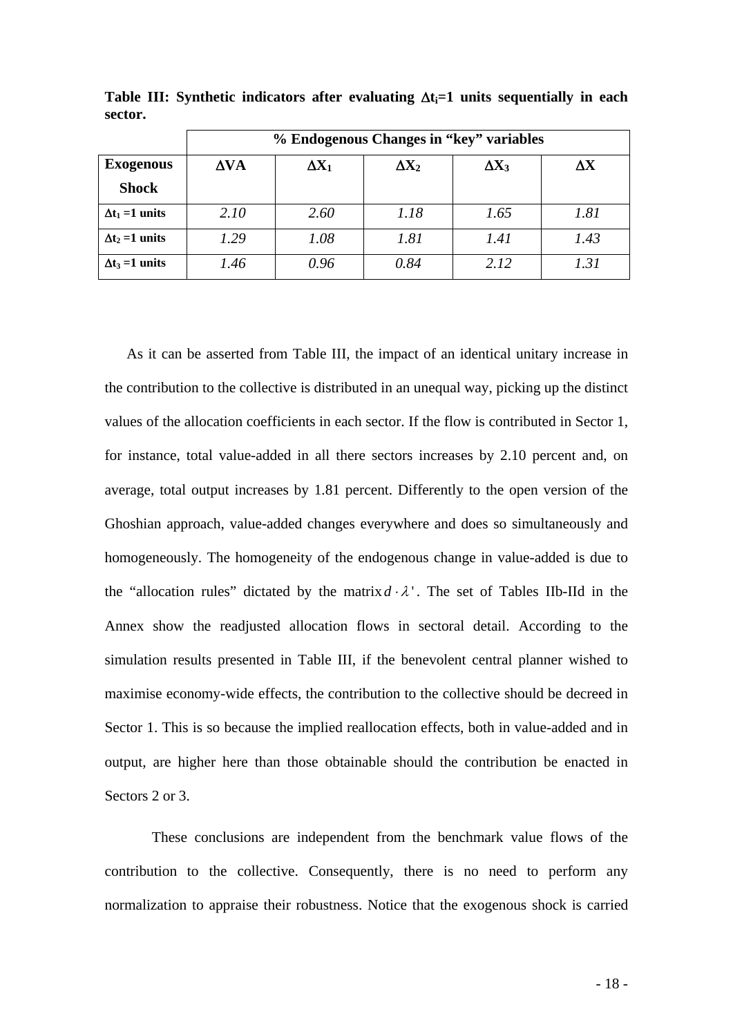**Table III: Synthetic indicators after evaluating $\Delta t_i$=1 units sequentially in each sector.**

| | % Endogenous Changes in "key" variables | | | | |
|---|---|---|---|---|---|
| **Exogenous Shock** | $\Delta$**VA** | $\Delta X_1$ | $\Delta X_2$ | $\Delta X_3$ | $\Delta X$ |
| $\Delta t_1$ **=1 units** | *2.10* | *2.60* | *1.18* | *1.65* | *1.81* |
| $\Delta t_2$ **=1 units** | *1.29* | *1.08* | *1.81* | *1.41* | *1.43* |
| $\Delta t_3$ **=1 units** | *1.46* | *0.96* | *0.84* | *2.12* | *1.31* |

As it can be asserted from Table III, the impact of an identical unitary increase in the contribution to the collective is distributed in an unequal way, picking up the distinct values of the allocation coefficients in each sector. If the flow is contributed in Sector 1, for instance, total value-added in all there sectors increases by 2.10 percent and, on average, total output increases by 1.81 percent. Differently to the open version of the Ghoshian approach, value-added changes everywhere and does so simultaneously and homogeneously. The homogeneity of the endogenous change in value-added is due to the "allocation rules" dictated by the matrix $d \cdot \lambda'$. The set of Tables IIb-IId in the Annex show the readjusted allocation flows in sectoral detail. According to the simulation results presented in Table III, if the benevolent central planner wished to maximise economy-wide effects, the contribution to the collective should be decreed in Sector 1. This is so because the implied reallocation effects, both in value-added and in output, are higher here than those obtainable should the contribution be enacted in Sectors 2 or 3.

These conclusions are independent from the benchmark value flows of the contribution to the collective. Consequently, there is no need to perform any normalization to appraise their robustness. Notice that the exogenous shock is carried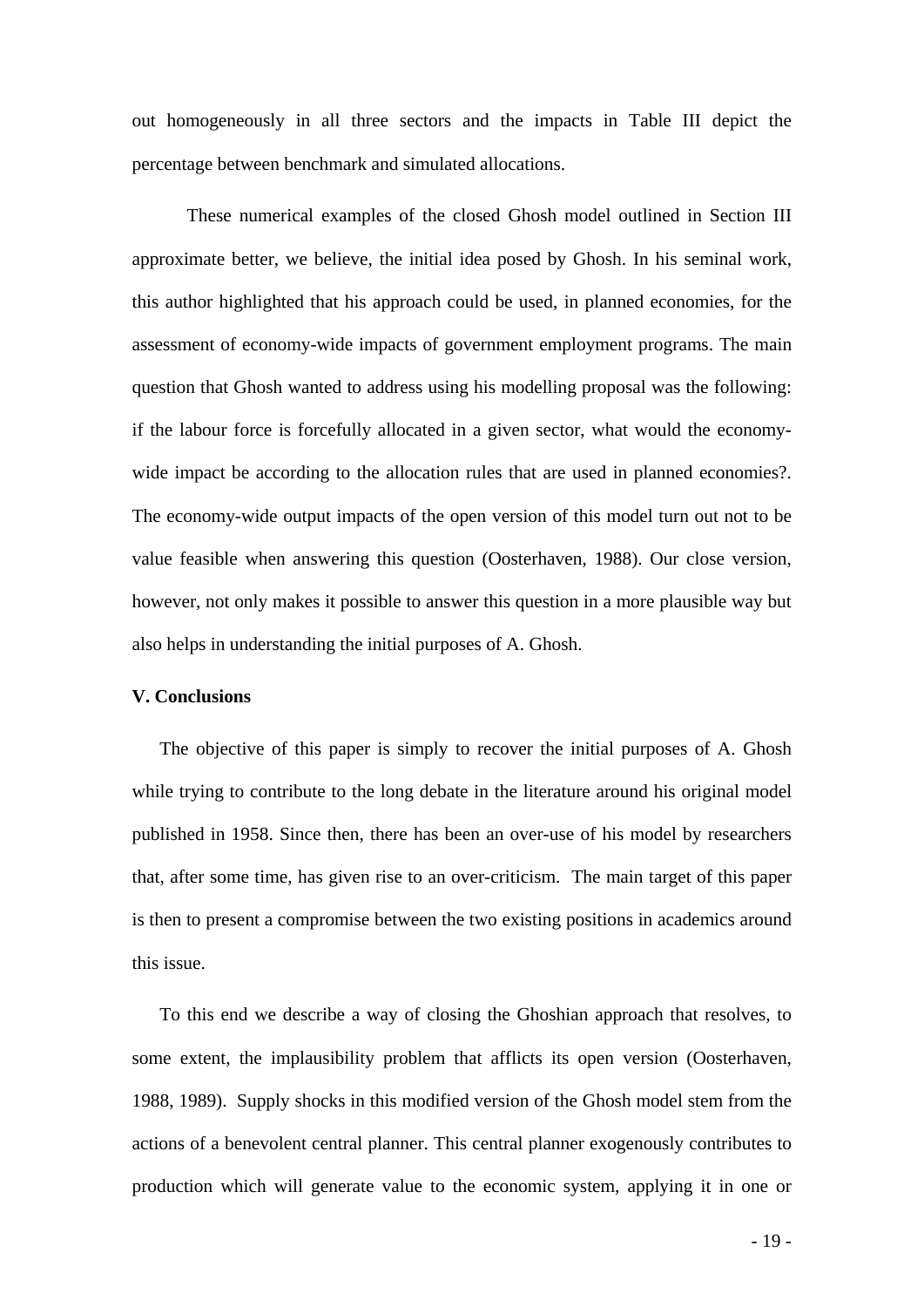out homogeneously in all three sectors and the impacts in Table III depict the percentage between benchmark and simulated allocations.

These numerical examples of the closed Ghosh model outlined in Section III approximate better, we believe, the initial idea posed by Ghosh. In his seminal work, this author highlighted that his approach could be used, in planned economies, for the assessment of economy-wide impacts of government employment programs. The main question that Ghosh wanted to address using his modelling proposal was the following: if the labour force is forcefully allocated in a given sector, what would the economy-wide impact be according to the allocation rules that are used in planned economies?. The economy-wide output impacts of the open version of this model turn out not to be value feasible when answering this question (Oosterhaven, 1988). Our close version, however, not only makes it possible to answer this question in a more plausible way but also helps in understanding the initial purposes of A. Ghosh.

## V. Conclusions

The objective of this paper is simply to recover the initial purposes of A. Ghosh while trying to contribute to the long debate in the literature around his original model published in 1958. Since then, there has been an over-use of his model by researchers that, after some time, has given rise to an over-criticism. The main target of this paper is then to present a compromise between the two existing positions in academics around this issue.

To this end we describe a way of closing the Ghoshian approach that resolves, to some extent, the implausibility problem that afflicts its open version (Oosterhaven, 1988, 1989). Supply shocks in this modified version of the Ghosh model stem from the actions of a benevolent central planner. This central planner exogenously contributes to production which will generate value to the economic system, applying it in one or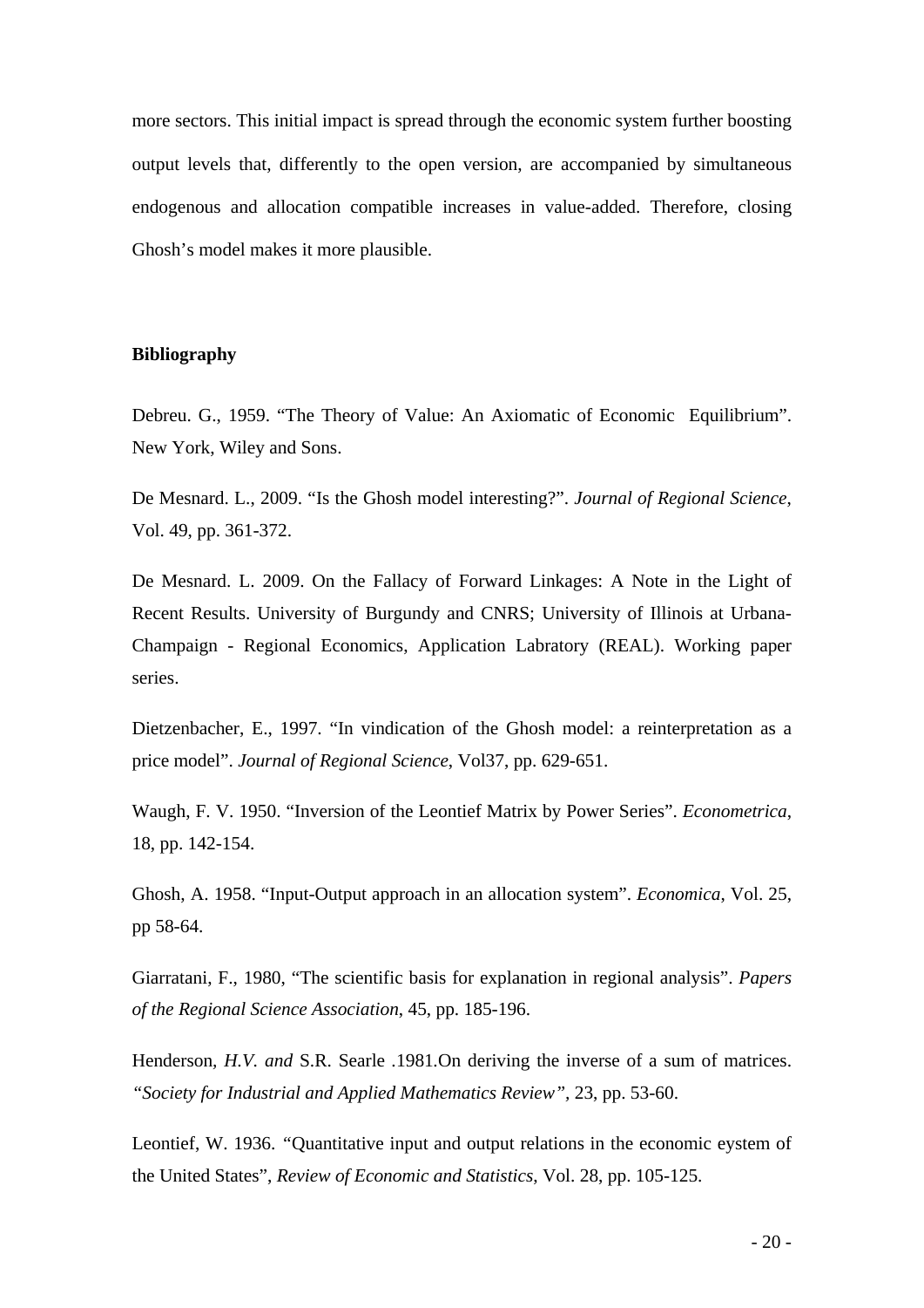more sectors. This initial impact is spread through the economic system further boosting output levels that, differently to the open version, are accompanied by simultaneous endogenous and allocation compatible increases in value-added. Therefore, closing Ghosh's model makes it more plausible.

## Bibliography

Debreu. G., 1959. "The Theory of Value: An Axiomatic of Economic Equilibrium". New York, Wiley and Sons.

De Mesnard. L., 2009. "Is the Ghosh model interesting?". *Journal of Regional Science*, Vol. 49, pp. 361-372.

De Mesnard. L. 2009. On the Fallacy of Forward Linkages: A Note in the Light of Recent Results. University of Burgundy and CNRS; University of Illinois at Urbana-Champaign - Regional Economics, Application Labratory (REAL). Working paper series.

Dietzenbacher, E., 1997. "In vindication of the Ghosh model: a reinterpretation as a price model". *Journal of Regional Science*, Vol37, pp. 629-651.

Waugh, F. V. 1950. "Inversion of the Leontief Matrix by Power Series". *Econometrica*, 18, pp. 142-154.

Ghosh, A. 1958. "Input-Output approach in an allocation system". *Economica*, Vol. 25, pp 58-64.

Giarratani, F., 1980, "The scientific basis for explanation in regional analysis". *Papers of the Regional Science Association*, 45, pp. 185-196.

Henderson, *H.V. and* S.R. Searle .1981.On deriving the inverse of a sum of matrices. *"Society for Industrial and Applied Mathematics Review"*, 23, pp. 53-60.

Leontief, W. 1936. "Quantitative input and output relations in the economic eystem of the United States", *Review of Economic and Statistics*, Vol. 28, pp. 105-125.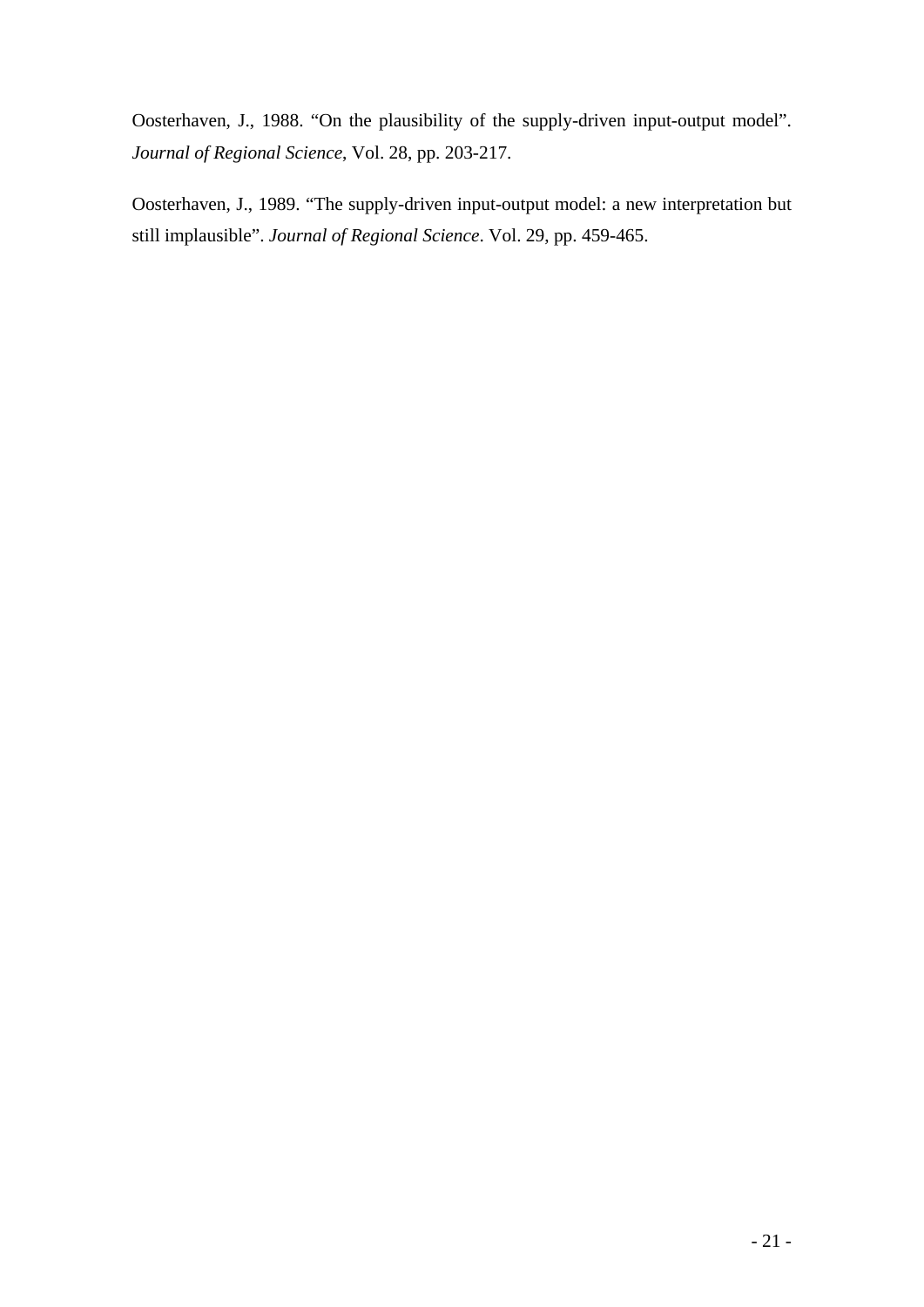Oosterhaven, J., 1988. “On the plausibility of the supply-driven input-output model”. *Journal of Regional Science*, Vol. 28, pp. 203-217.

Oosterhaven, J., 1989. “The supply-driven input-output model: a new interpretation but still implausible”. *Journal of Regional Science*. Vol. 29, pp. 459-465.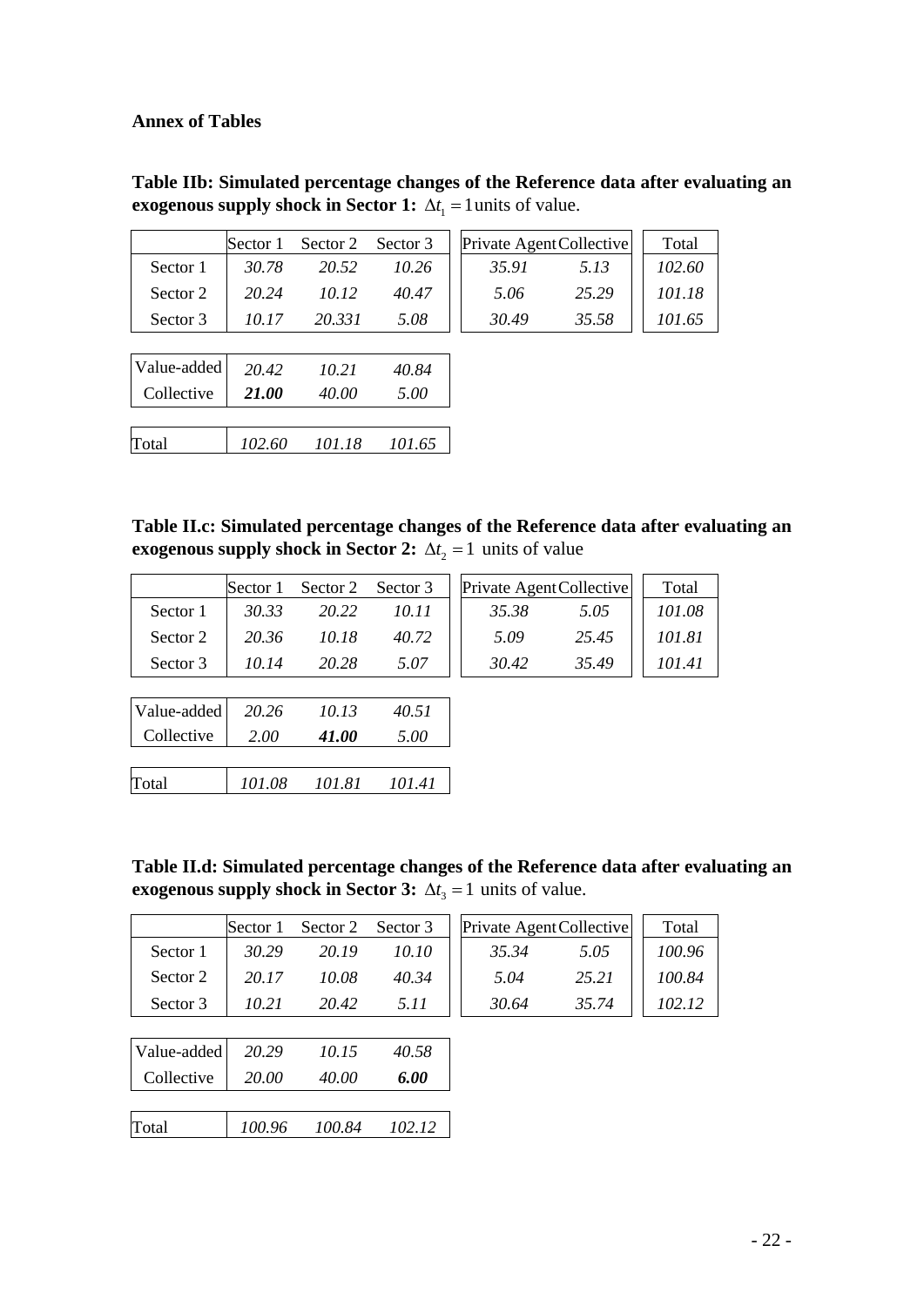**Annex of Tables**

**Table IIb: Simulated percentage changes of the Reference data after evaluating an exogenous supply shock in Sector 1:** $\Delta t_1 = 1$ units of value.

| | Sector 1 | Sector 2 | Sector 3 | Private Agent | Collective | Total |
|---|---|---|---|---|---|---|
| Sector 1 | *30.78* | *20.52* | *10.26* | *35.91* | *5.13* | *102.60* |
| Sector 2 | *20.24* | *10.12* | *40.47* | *5.06* | *25.29* | *101.18* |
| Sector 3 | *10.17* | *20.331* | *5.08* | *30.49* | *35.58* | *101.65* |
| Value-added | *20.42* | *10.21* | *40.84* | | | |
| Collective | ***21.00*** | *40.00* | *5.00* | | | |
| Total | *102.60* | *101.18* | *101.65* | | | |

**Table II.c: Simulated percentage changes of the Reference data after evaluating an exogenous supply shock in Sector 2:** $\Delta t_2 = 1$ units of value

| | Sector 1 | Sector 2 | Sector 3 | Private Agent | Collective | Total |
|---|---|---|---|---|---|---|
| Sector 1 | *30.33* | *20.22* | *10.11* | *35.38* | *5.05* | *101.08* |
| Sector 2 | *20.36* | *10.18* | *40.72* | *5.09* | *25.45* | *101.81* |
| Sector 3 | *10.14* | *20.28* | *5.07* | *30.42* | *35.49* | *101.41* |
| Value-added | *20.26* | *10.13* | *40.51* | | | |
| Collective | *2.00* | ***41.00*** | *5.00* | | | |
| Total | *101.08* | *101.81* | *101.41* | | | |

**Table II.d: Simulated percentage changes of the Reference data after evaluating an exogenous supply shock in Sector 3:** $\Delta t_3 = 1$ units of value.

| | Sector 1 | Sector 2 | Sector 3 | Private Agent | Collective | Total |
|---|---|---|---|---|---|---|
| Sector 1 | *30.29* | *20.19* | *10.10* | *35.34* | *5.05* | *100.96* |
| Sector 2 | *20.17* | *10.08* | *40.34* | *5.04* | *25.21* | *100.84* |
| Sector 3 | *10.21* | *20.42* | *5.11* | *30.64* | *35.74* | *102.12* |
| Value-added | *20.29* | *10.15* | *40.58* | | | |
| Collective | *20.00* | *40.00* | ***6.00*** | | | |
| Total | *100.96* | *100.84* | *102.12* | | | |